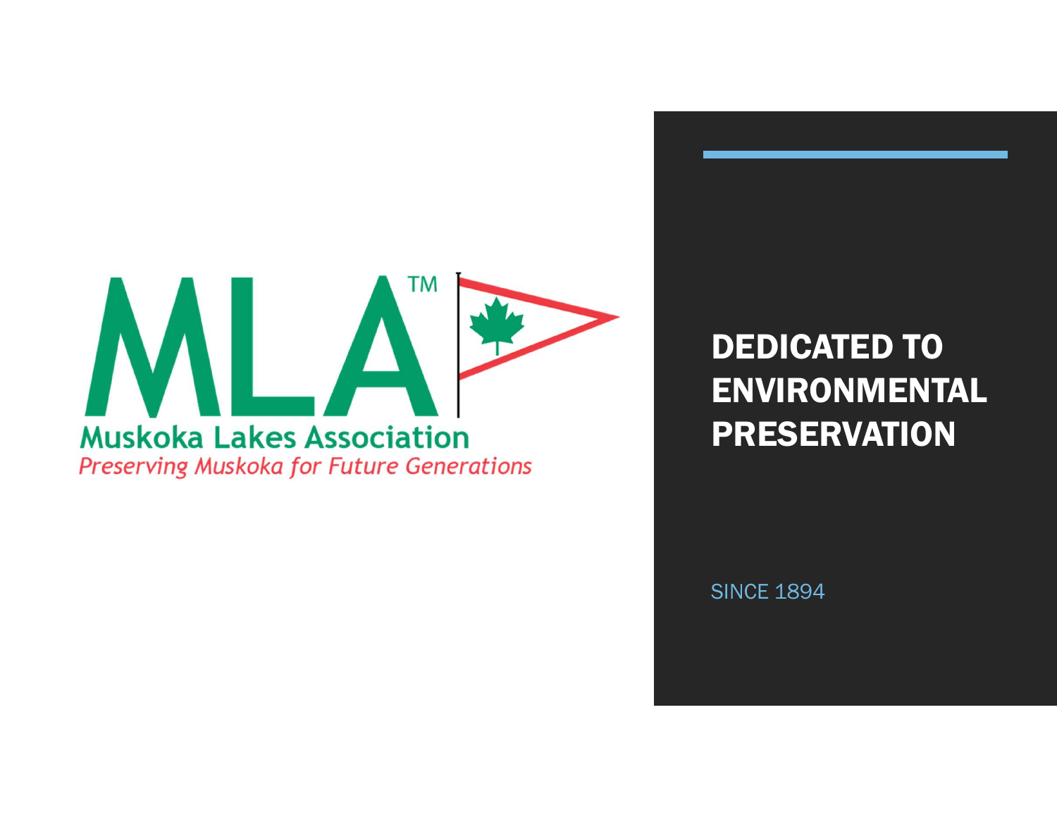# MLA™

**Muskoka Lakes Association**

*Preserving Muskoka for Future Generations*

# DEDICATED TO ENVIRONMENTAL PRESERVATION

SINCE 1894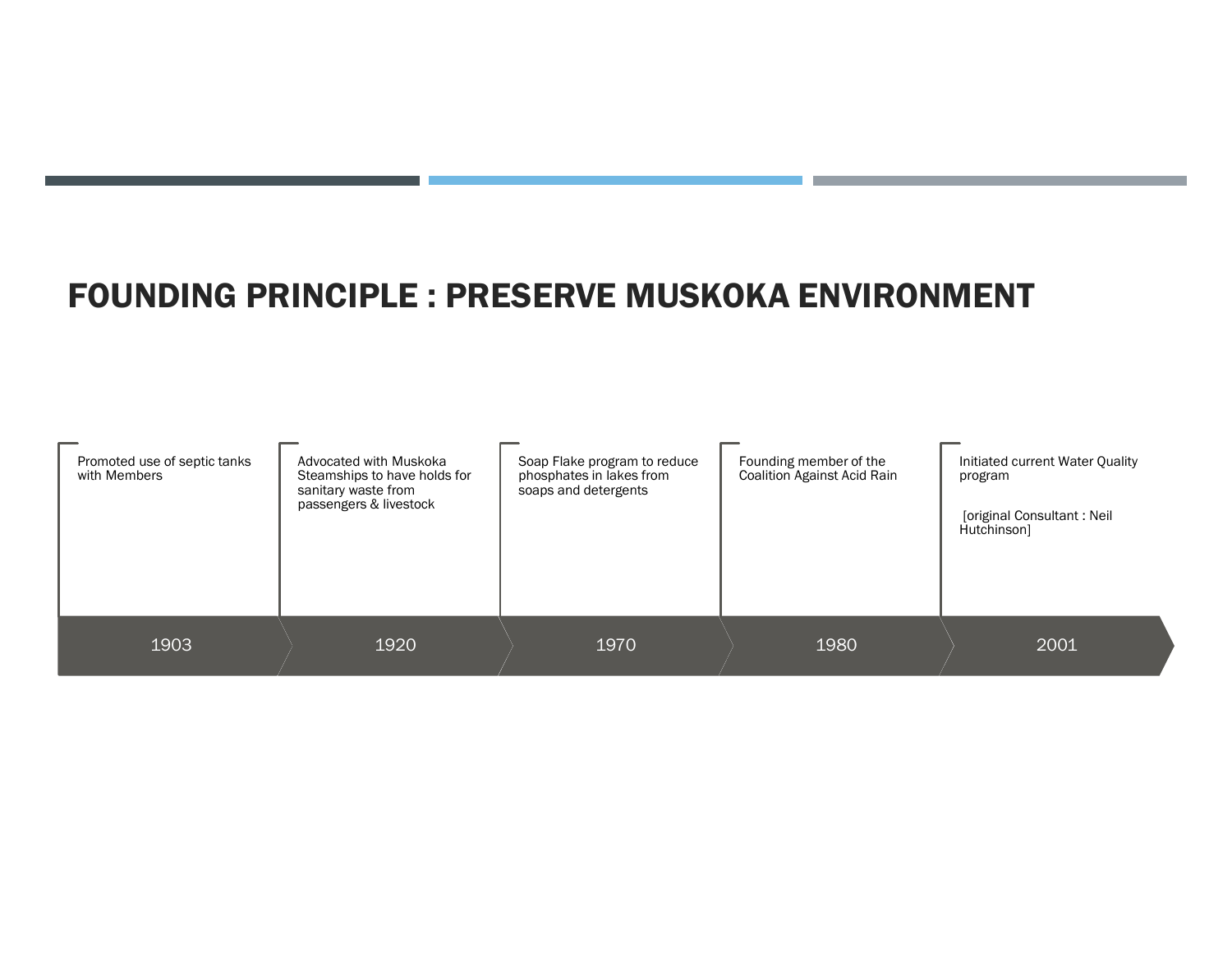# FOUNDING PRINCIPLE : PRESERVE MUSKOKA ENVIRONMENT

- **1903** — Promoted use of septic tanks with Members
- **1920** — Advocated with Muskoka Steamships to have holds for sanitary waste from passengers & livestock
- **1970** — Soap Flake program to reduce phosphates in lakes from soaps and detergents
- **1980** — Founding member of the Coalition Against Acid Rain
- **2001** — Initiated current Water Quality program

  [original Consultant : Neil Hutchinson]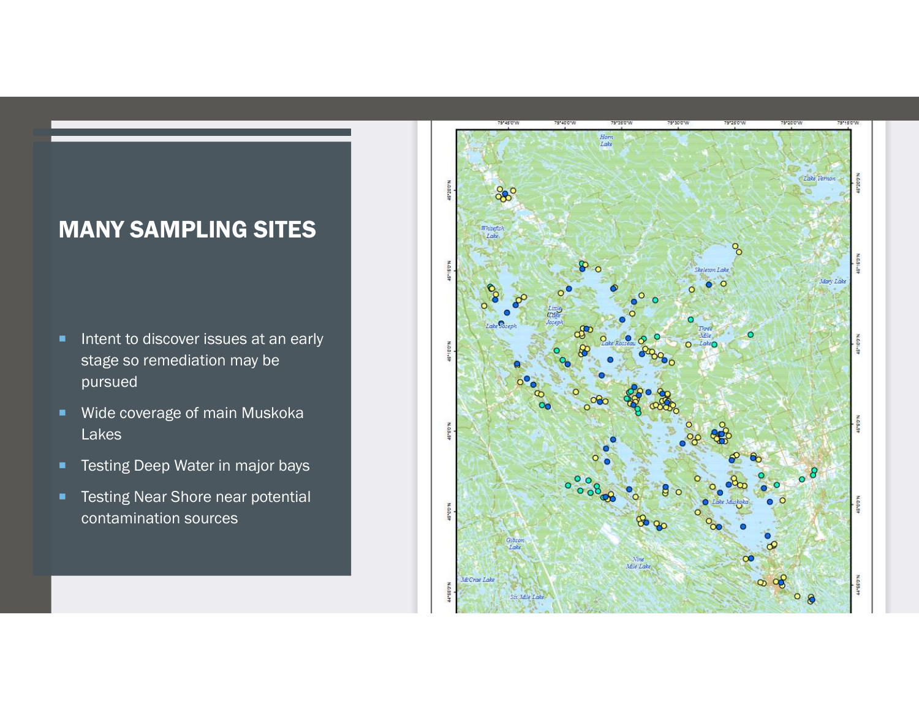## MANY SAMPLING SITES

- Intent to discover issues at an early stage so remediation may be pursued
- Wide coverage of main Muskoka Lakes
- Testing Deep Water in major bays
- Testing Near Shore near potential contamination sources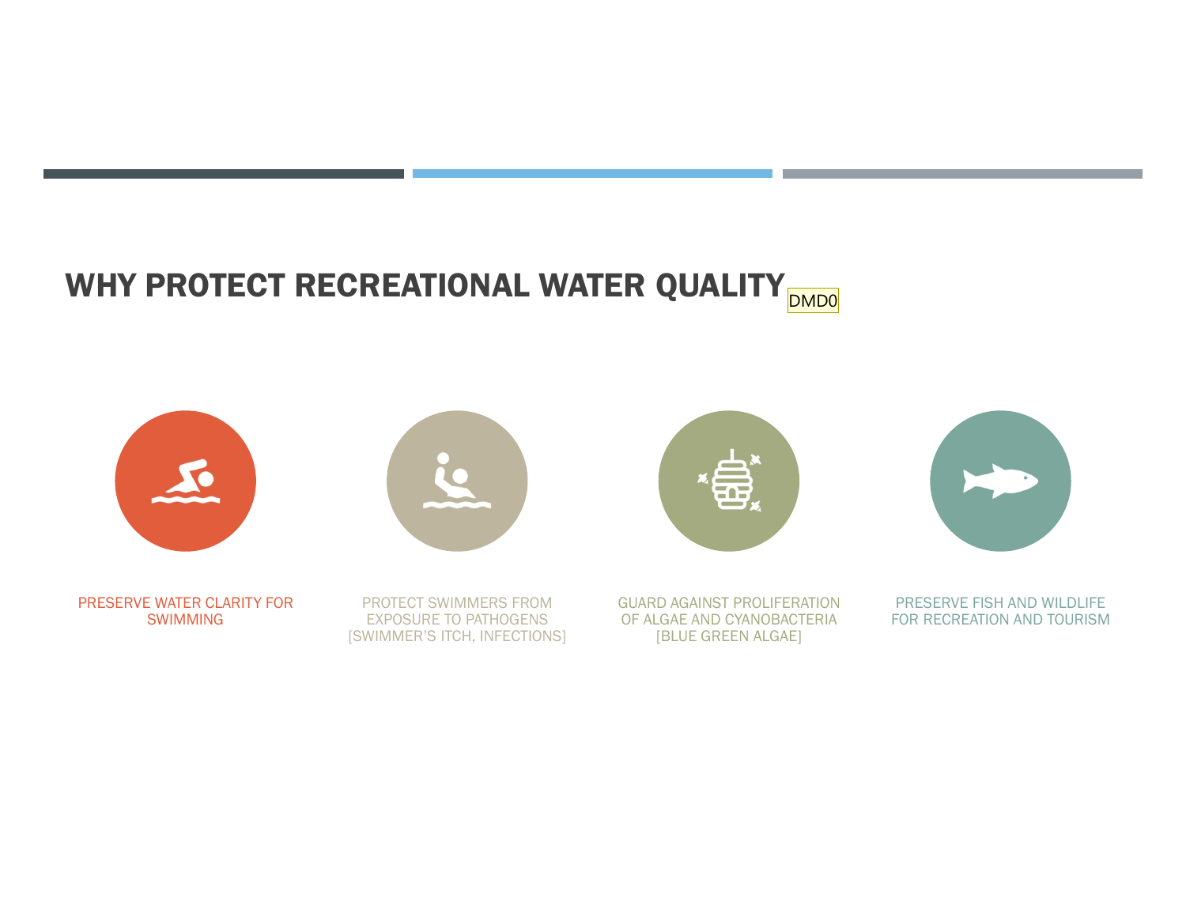# WHY PROTECT RECREATIONAL WATER QUALITY

DMD0

PRESERVE WATER CLARITY FOR SWIMMING

PROTECT SWIMMERS FROM EXPOSURE TO PATHOGENS [SWIMMER'S ITCH, INFECTIONS]

GUARD AGAINST PROLIFERATION OF ALGAE AND CYANOBACTERIA [BLUE GREEN ALGAE]

PRESERVE FISH AND WILDLIFE FOR RECREATION AND TOURISM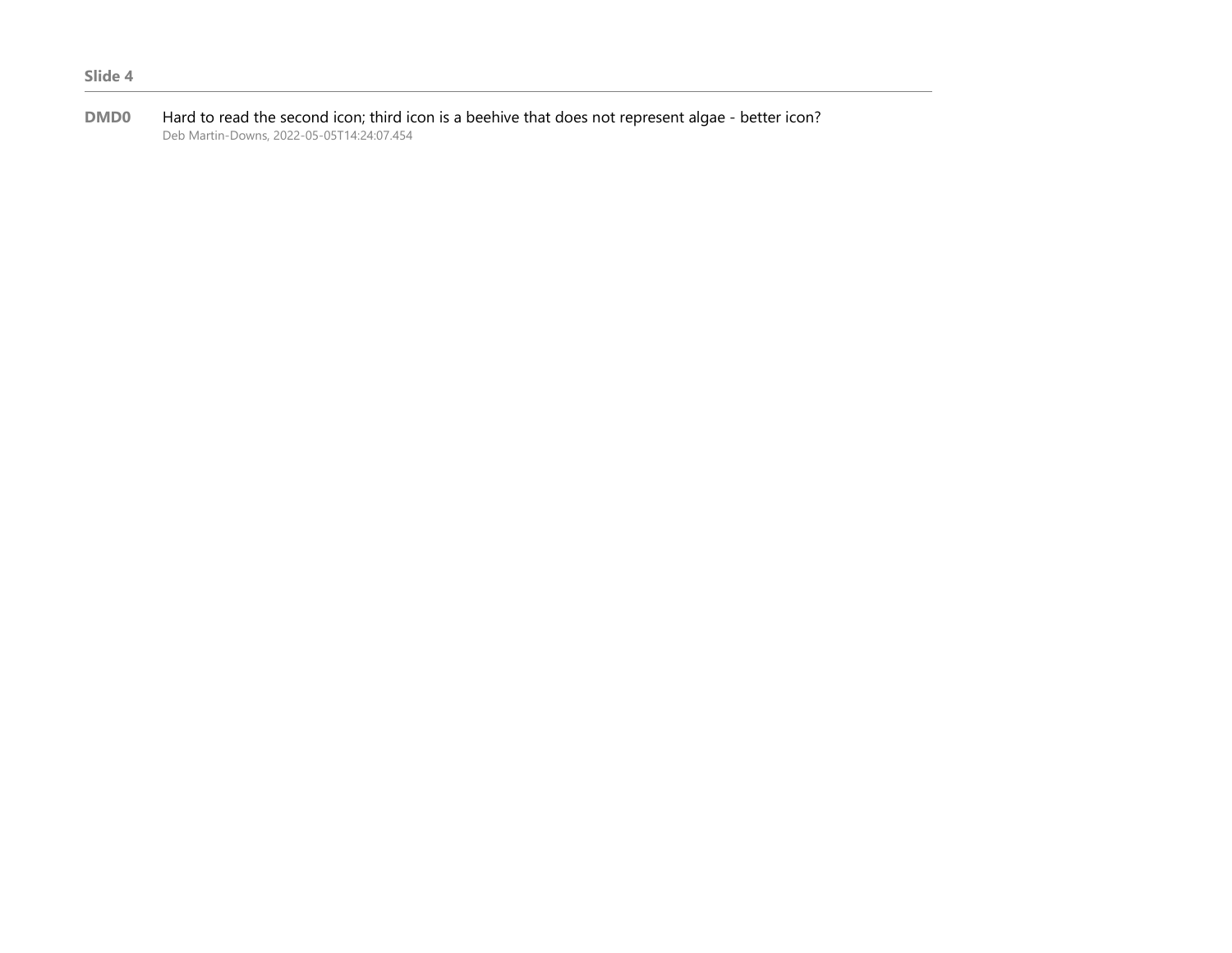**Slide 4**

---

**DMD0** Hard to read the second icon; third icon is a beehive that does not represent algae - better icon?
Deb Martin-Downs, 2022-05-05T14:24:07.454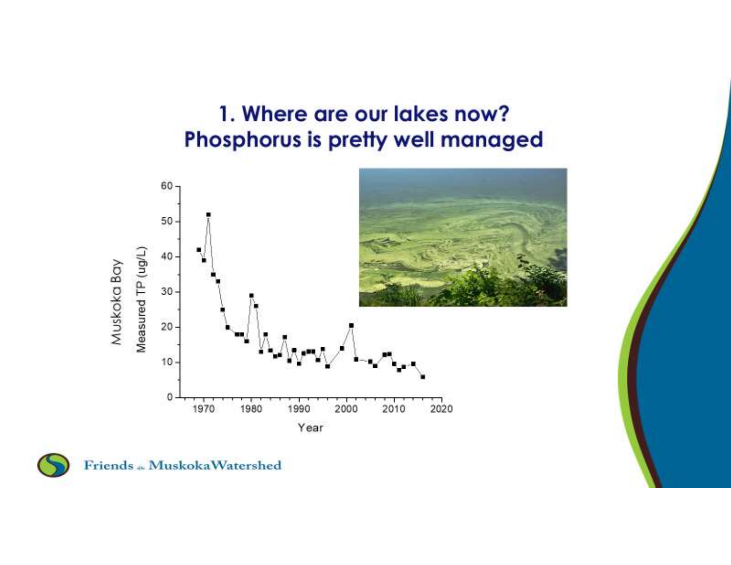# 1. Where are our lakes now?
# Phosphorus is pretty well managed

Muskoka Bay

Measured TP (ug/L)

Year

Friends of the Muskoka Watershed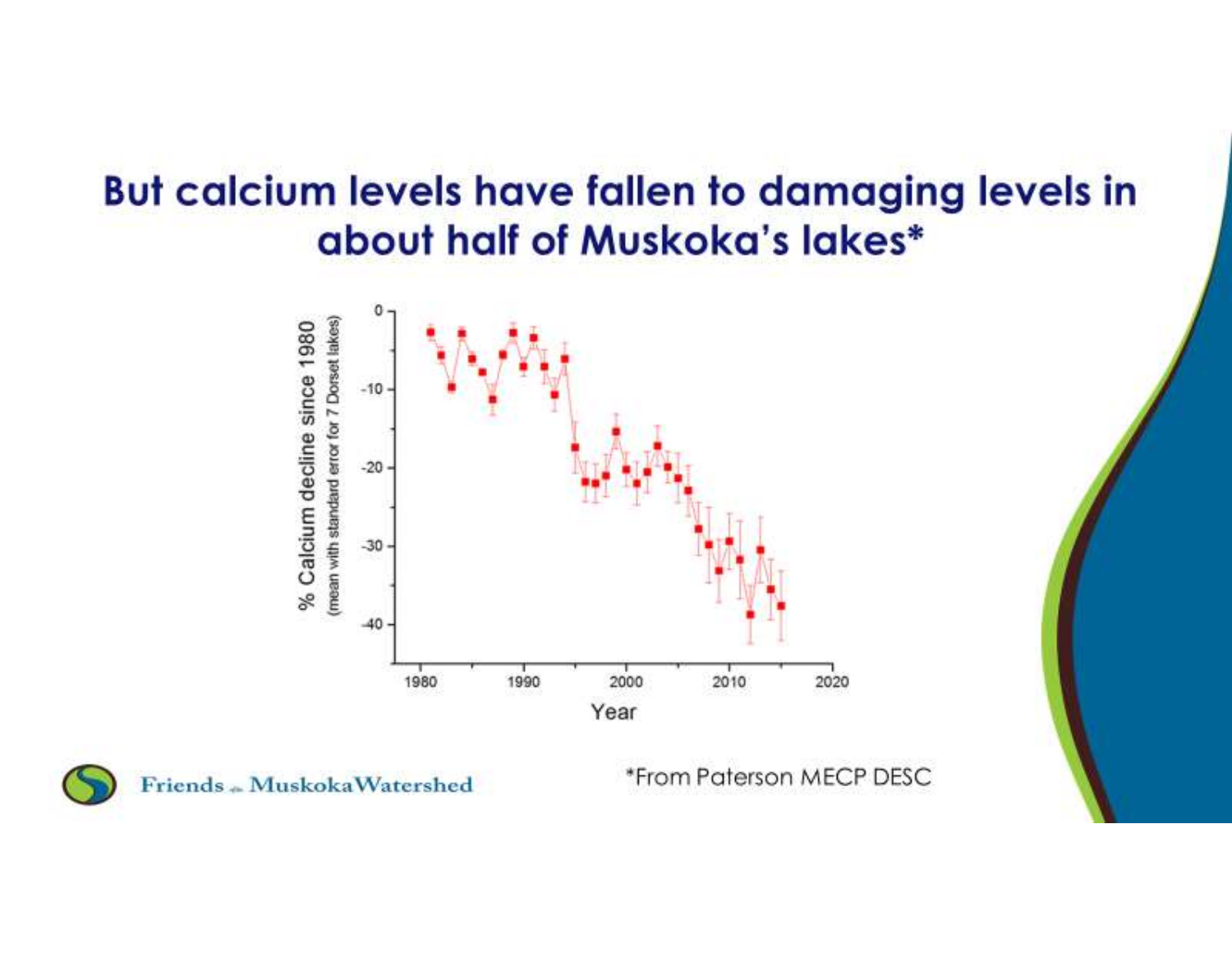# But calcium levels have fallen to damaging levels in about half of Muskoka's lakes*

*From Paterson MECP DESC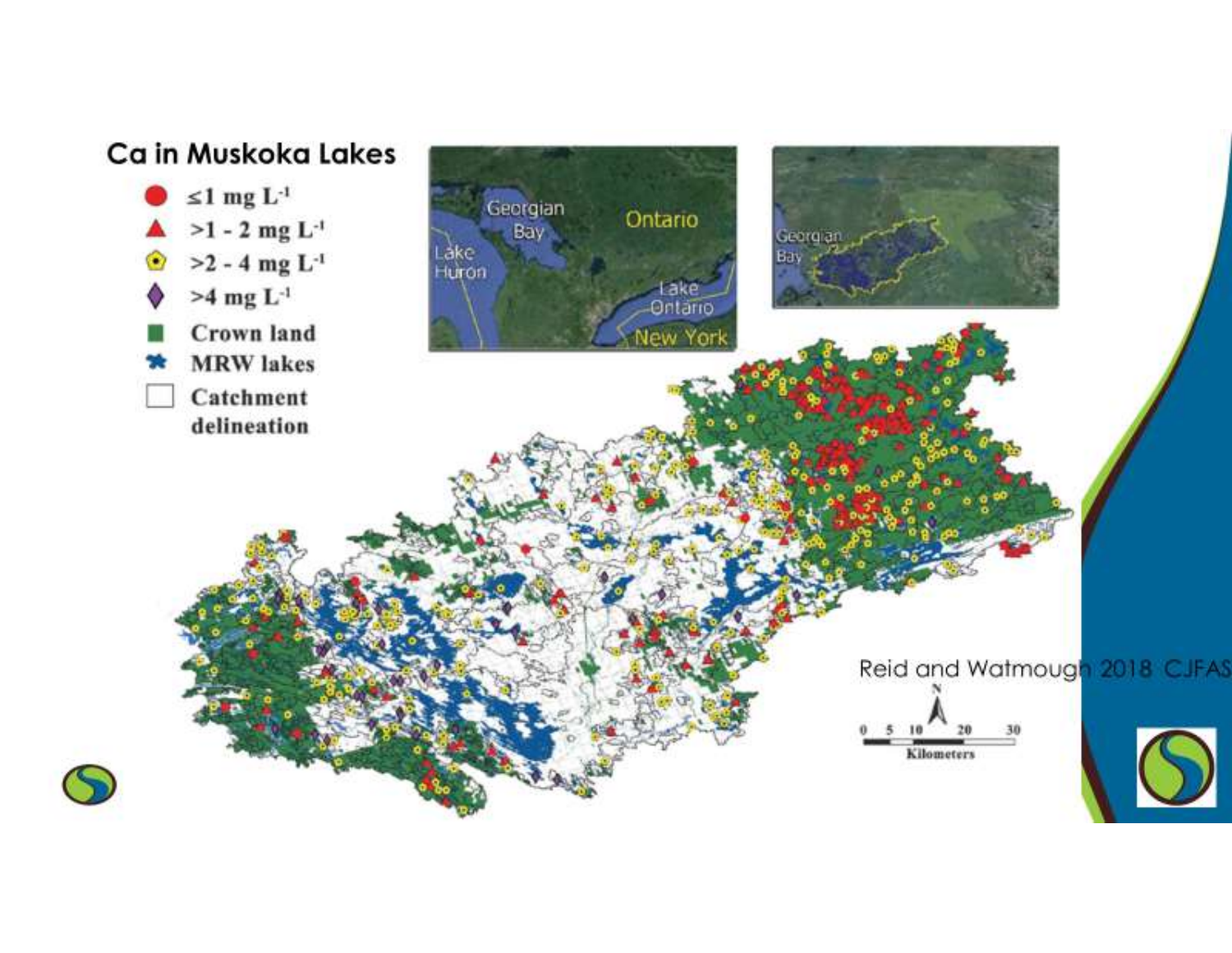# Ca in Muskoka Lakes

- ≤1 mg $L^{-1}$
- >1 - 2 mg $L^{-1}$
- >2 - 4 mg $L^{-1}$
- >4 mg $L^{-1}$
- Crown land
- MRW lakes
- Catchment delineation

Reid and Watmough 2018 CJFAS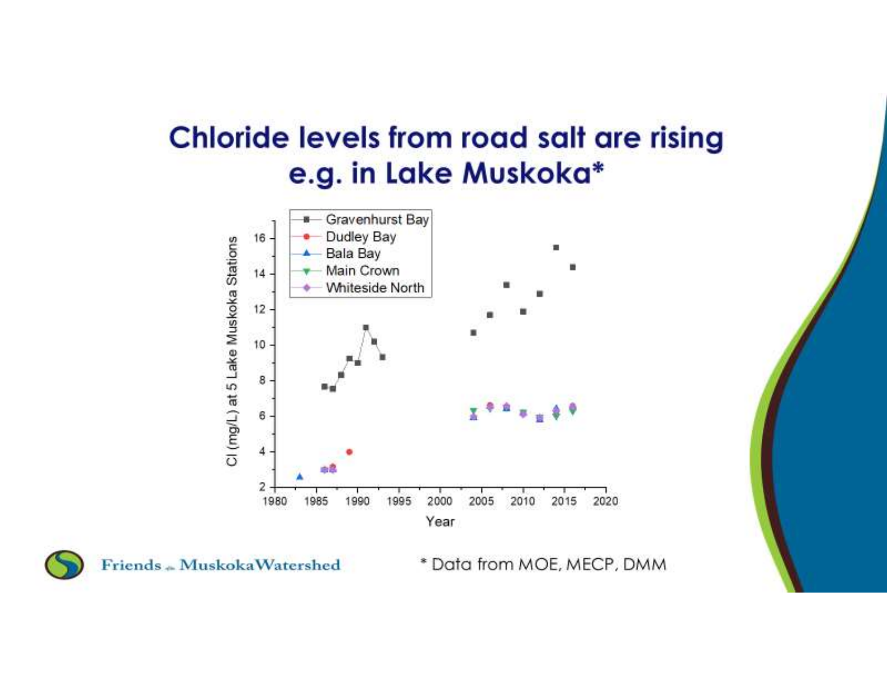# Chloride levels from road salt are rising e.g. in Lake Muskoka*

Cl (mg/L) at 5 Lake Muskoka Stations

Gravenhurst Bay
Dudley Bay
Bala Bay
Main Crown
Whiteside North

Year

* Data from MOE, MECP, DMM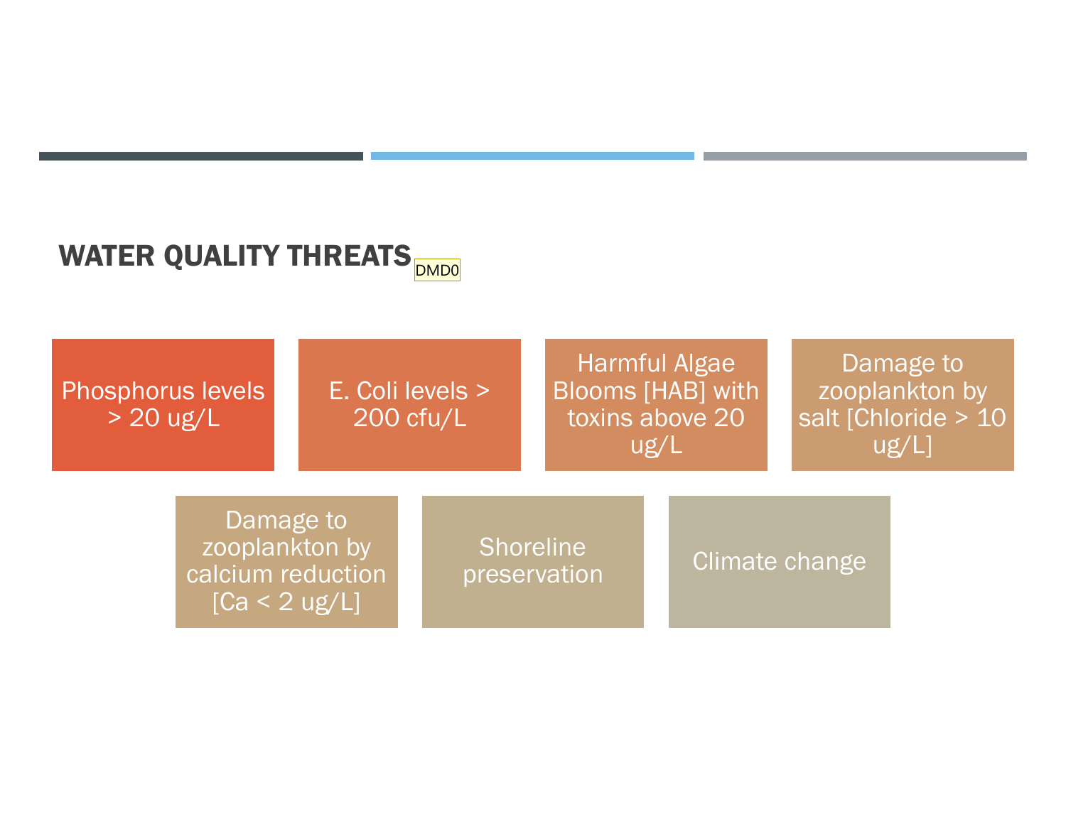## WATER QUALITY THREATS

DMD0

- Phosphorus levels > 20 ug/L
- E. Coli levels > 200 cfu/L
- Harmful Algae Blooms [HAB] with toxins above 20 ug/L
- Damage to zooplankton by salt [Chloride > 10 ug/L]
- Damage to zooplankton by calcium reduction [Ca < 2 ug/L]
- Shoreline preservation
- Climate change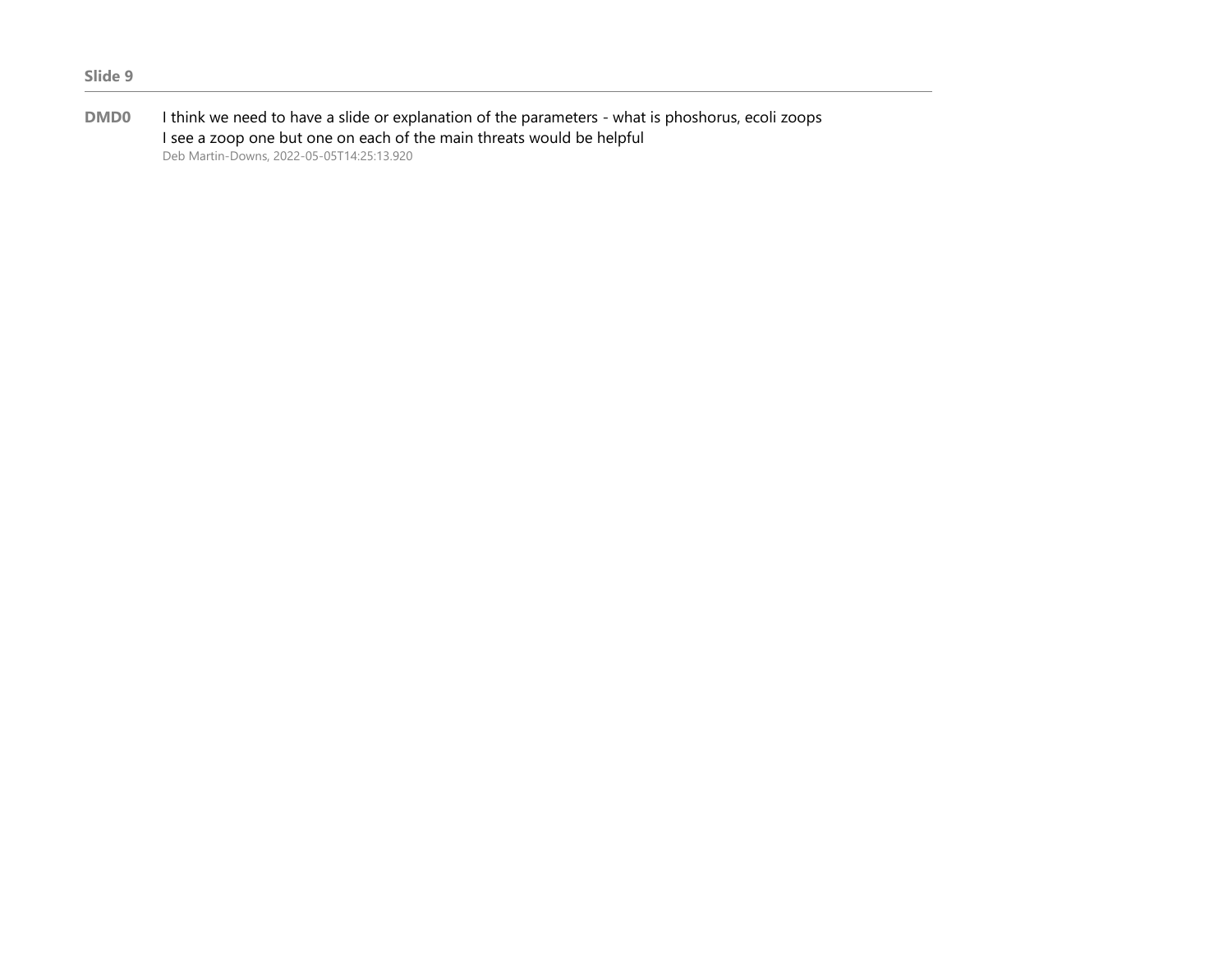**Slide 9**

---

**DMD0** I think we need to have a slide or explanation of the parameters - what is phoshorus, ecoli zoops
I see a zoop one but one on each of the main threats would be helpful
Deb Martin-Downs, 2022-05-05T14:25:13.920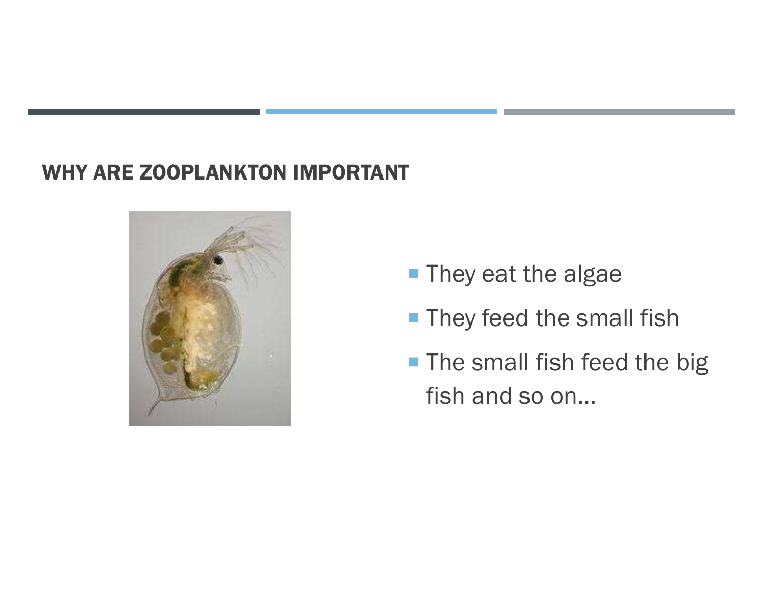## WHY ARE ZOOPLANKTON IMPORTANT

- They eat the algae
- They feed the small fish
- The small fish feed the big fish and so on…